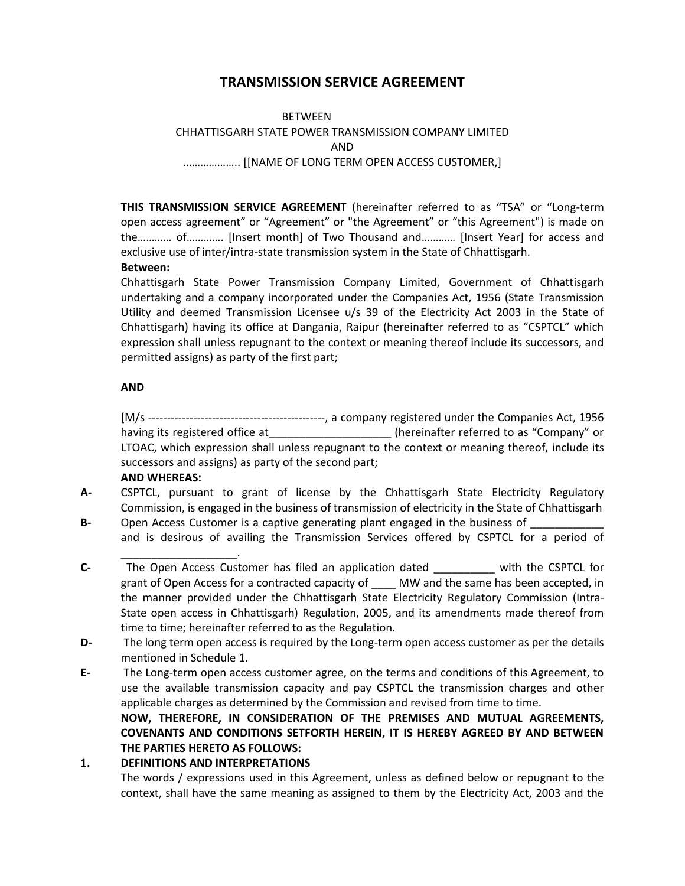# TRANSMISSION SERVICE AGREEMENT

BETWEEN
CHHATTISGARH STATE POWER TRANSMISSION COMPANY LIMITED
AND
……………….. [[NAME OF LONG TERM OPEN ACCESS CUSTOMER,]

**THIS TRANSMISSION SERVICE AGREEMENT** (hereinafter referred to as "TSA" or "Long-term open access agreement" or "Agreement" or "the Agreement" or "this Agreement") is made on the………… of…………. [Insert month] of Two Thousand and………… [Insert Year] for access and exclusive use of inter/intra-state transmission system in the State of Chhattisgarh.

**Between:**

Chhattisgarh State Power Transmission Company Limited, Government of Chhattisgarh undertaking and a company incorporated under the Companies Act, 1956 (State Transmission Utility and deemed Transmission Licensee u/s 39 of the Electricity Act 2003 in the State of Chhattisgarh) having its office at Dangania, Raipur (hereinafter referred to as "CSPTCL" which expression shall unless repugnant to the context or meaning thereof include its successors, and permitted assigns) as party of the first part;

**AND**

[M/s ----------------------------------------------, a company registered under the Companies Act, 1956 having its registered office at____________________ (hereinafter referred to as "Company" or LTOAC, which expression shall unless repugnant to the context or meaning thereof, include its successors and assigns) as party of the second part;

**AND WHEREAS:**

**A-** CSPTCL, pursuant to grant of license by the Chhattisgarh State Electricity Regulatory Commission, is engaged in the business of transmission of electricity in the State of Chhattisgarh

**B-** Open Access Customer is a captive generating plant engaged in the business of ____________ and is desirous of availing the Transmission Services offered by CSPTCL for a period of ___________________.

**C-** The Open Access Customer has filed an application dated __________ with the CSPTCL for grant of Open Access for a contracted capacity of ____ MW and the same has been accepted, in the manner provided under the Chhattisgarh State Electricity Regulatory Commission (Intra-State open access in Chhattisgarh) Regulation, 2005, and its amendments made thereof from time to time; hereinafter referred to as the Regulation.

**D-** The long term open access is required by the Long-term open access customer as per the details mentioned in Schedule 1.

**E-** The Long-term open access customer agree, on the terms and conditions of this Agreement, to use the available transmission capacity and pay CSPTCL the transmission charges and other applicable charges as determined by the Commission and revised from time to time.

**NOW, THEREFORE, IN CONSIDERATION OF THE PREMISES AND MUTUAL AGREEMENTS, COVENANTS AND CONDITIONS SETFORTH HEREIN, IT IS HEREBY AGREED BY AND BETWEEN THE PARTIES HERETO AS FOLLOWS:**

**1. DEFINITIONS AND INTERPRETATIONS**

The words / expressions used in this Agreement, unless as defined below or repugnant to the context, shall have the same meaning as assigned to them by the Electricity Act, 2003 and the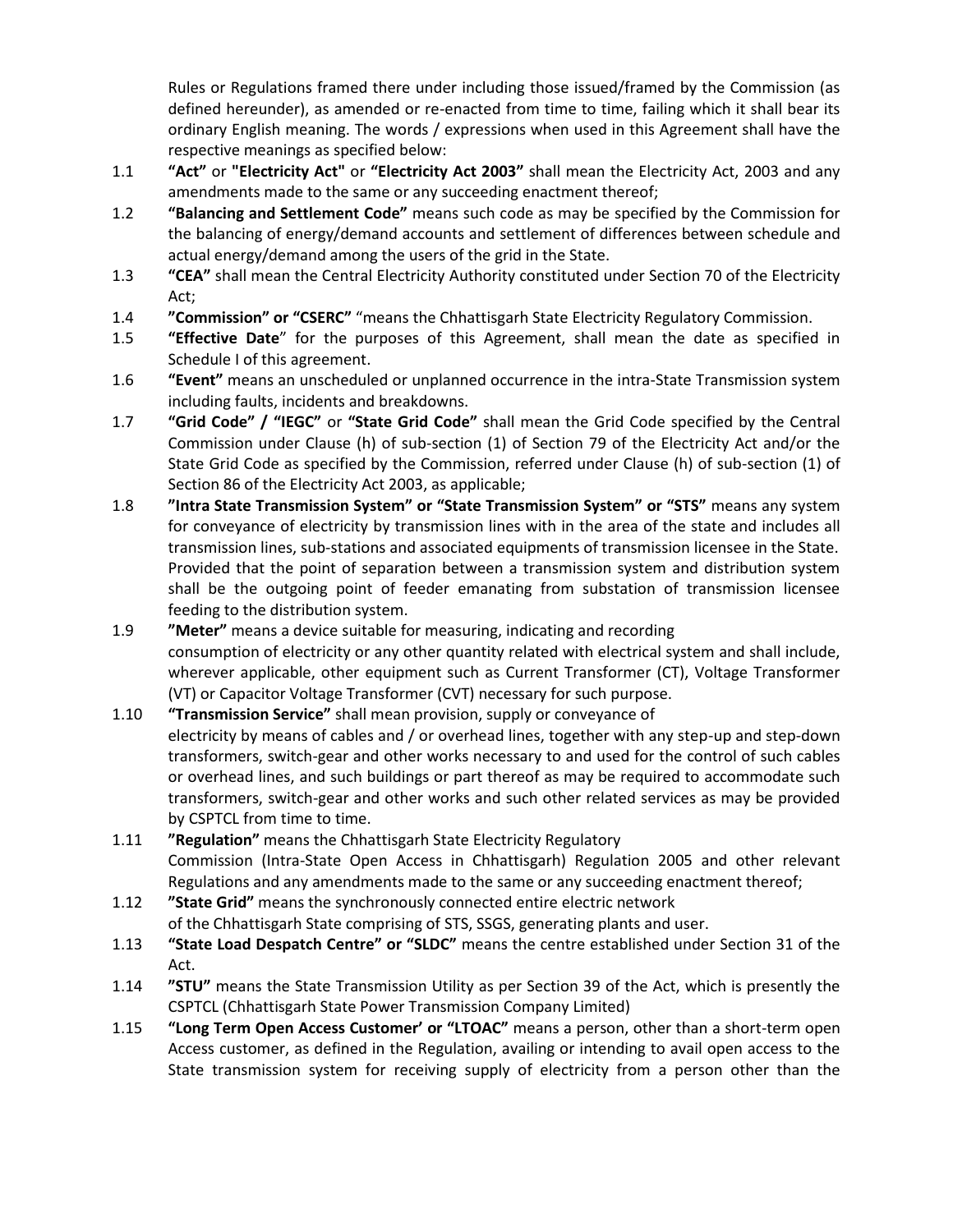Rules or Regulations framed there under including those issued/framed by the Commission (as defined hereunder), as amended or re-enacted from time to time, failing which it shall bear its ordinary English meaning. The words / expressions when used in this Agreement shall have the respective meanings as specified below:

1.1 **"Act"** or **"Electricity Act"** or **"Electricity Act 2003"** shall mean the Electricity Act, 2003 and any amendments made to the same or any succeeding enactment thereof;

1.2 **"Balancing and Settlement Code"** means such code as may be specified by the Commission for the balancing of energy/demand accounts and settlement of differences between schedule and actual energy/demand among the users of the grid in the State.

1.3 **"CEA"** shall mean the Central Electricity Authority constituted under Section 70 of the Electricity Act;

1.4 **"Commission" or "CSERC"** "means the Chhattisgarh State Electricity Regulatory Commission.

1.5 **"Effective Date**" for the purposes of this Agreement, shall mean the date as specified in Schedule I of this agreement.

1.6 **"Event"** means an unscheduled or unplanned occurrence in the intra-State Transmission system including faults, incidents and breakdowns.

1.7 **"Grid Code" / "IEGC"** or **"State Grid Code"** shall mean the Grid Code specified by the Central Commission under Clause (h) of sub-section (1) of Section 79 of the Electricity Act and/or the State Grid Code as specified by the Commission, referred under Clause (h) of sub-section (1) of Section 86 of the Electricity Act 2003, as applicable;

1.8 **"Intra State Transmission System" or "State Transmission System" or "STS"** means any system for conveyance of electricity by transmission lines with in the area of the state and includes all transmission lines, sub-stations and associated equipments of transmission licensee in the State. Provided that the point of separation between a transmission system and distribution system shall be the outgoing point of feeder emanating from substation of transmission licensee feeding to the distribution system.

1.9 **"Meter"** means a device suitable for measuring, indicating and recording consumption of electricity or any other quantity related with electrical system and shall include, wherever applicable, other equipment such as Current Transformer (CT), Voltage Transformer (VT) or Capacitor Voltage Transformer (CVT) necessary for such purpose.

1.10 **"Transmission Service"** shall mean provision, supply or conveyance of electricity by means of cables and / or overhead lines, together with any step-up and step-down transformers, switch-gear and other works necessary to and used for the control of such cables or overhead lines, and such buildings or part thereof as may be required to accommodate such transformers, switch-gear and other works and such other related services as may be provided by CSPTCL from time to time.

1.11 **"Regulation"** means the Chhattisgarh State Electricity Regulatory Commission (Intra-State Open Access in Chhattisgarh) Regulation 2005 and other relevant Regulations and any amendments made to the same or any succeeding enactment thereof;

1.12 **"State Grid"** means the synchronously connected entire electric network of the Chhattisgarh State comprising of STS, SSGS, generating plants and user.

1.13 **"State Load Despatch Centre" or "SLDC"** means the centre established under Section 31 of the Act.

1.14 **"STU"** means the State Transmission Utility as per Section 39 of the Act, which is presently the CSPTCL (Chhattisgarh State Power Transmission Company Limited)

1.15 **"Long Term Open Access Customer' or "LTOAC"** means a person, other than a short-term open Access customer, as defined in the Regulation, availing or intending to avail open access to the State transmission system for receiving supply of electricity from a person other than the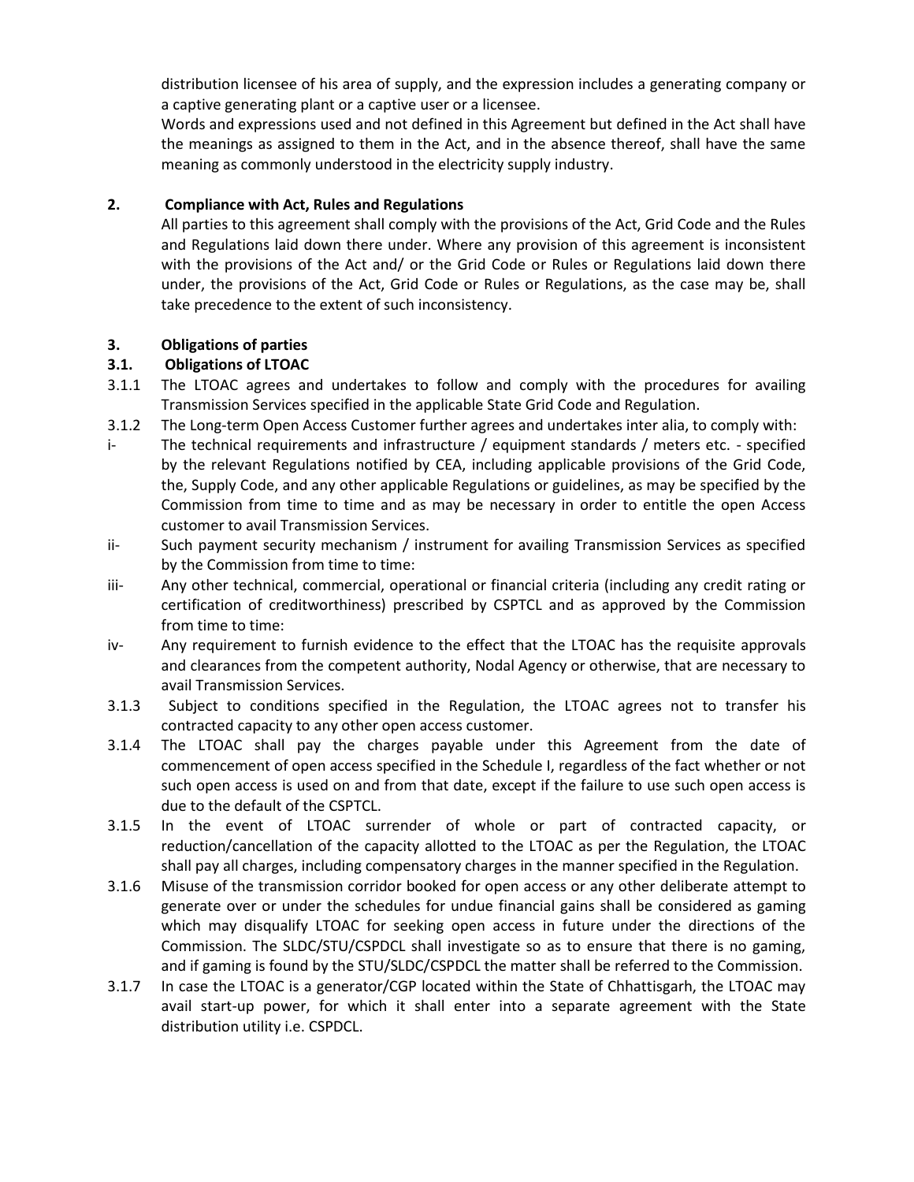distribution licensee of his area of supply, and the expression includes a generating company or a captive generating plant or a captive user or a licensee.

Words and expressions used and not defined in this Agreement but defined in the Act shall have the meanings as assigned to them in the Act, and in the absence thereof, shall have the same meaning as commonly understood in the electricity supply industry.

**2. Compliance with Act, Rules and Regulations**

All parties to this agreement shall comply with the provisions of the Act, Grid Code and the Rules and Regulations laid down there under. Where any provision of this agreement is inconsistent with the provisions of the Act and/ or the Grid Code or Rules or Regulations laid down there under, the provisions of the Act, Grid Code or Rules or Regulations, as the case may be, shall take precedence to the extent of such inconsistency.

**3. Obligations of parties**

**3.1. Obligations of LTOAC**

3.1.1 The LTOAC agrees and undertakes to follow and comply with the procedures for availing Transmission Services specified in the applicable State Grid Code and Regulation.

3.1.2 The Long-term Open Access Customer further agrees and undertakes inter alia, to comply with:

i- The technical requirements and infrastructure / equipment standards / meters etc. - specified by the relevant Regulations notified by CEA, including applicable provisions of the Grid Code, the, Supply Code, and any other applicable Regulations or guidelines, as may be specified by the Commission from time to time and as may be necessary in order to entitle the open Access customer to avail Transmission Services.

ii- Such payment security mechanism / instrument for availing Transmission Services as specified by the Commission from time to time:

iii- Any other technical, commercial, operational or financial criteria (including any credit rating or certification of creditworthiness) prescribed by CSPTCL and as approved by the Commission from time to time:

iv- Any requirement to furnish evidence to the effect that the LTOAC has the requisite approvals and clearances from the competent authority, Nodal Agency or otherwise, that are necessary to avail Transmission Services.

3.1.3 Subject to conditions specified in the Regulation, the LTOAC agrees not to transfer his contracted capacity to any other open access customer.

3.1.4 The LTOAC shall pay the charges payable under this Agreement from the date of commencement of open access specified in the Schedule I, regardless of the fact whether or not such open access is used on and from that date, except if the failure to use such open access is due to the default of the CSPTCL.

3.1.5 In the event of LTOAC surrender of whole or part of contracted capacity, or reduction/cancellation of the capacity allotted to the LTOAC as per the Regulation, the LTOAC shall pay all charges, including compensatory charges in the manner specified in the Regulation.

3.1.6 Misuse of the transmission corridor booked for open access or any other deliberate attempt to generate over or under the schedules for undue financial gains shall be considered as gaming which may disqualify LTOAC for seeking open access in future under the directions of the Commission. The SLDC/STU/CSPDCL shall investigate so as to ensure that there is no gaming, and if gaming is found by the STU/SLDC/CSPDCL the matter shall be referred to the Commission.

3.1.7 In case the LTOAC is a generator/CGP located within the State of Chhattisgarh, the LTOAC may avail start-up power, for which it shall enter into a separate agreement with the State distribution utility i.e. CSPDCL.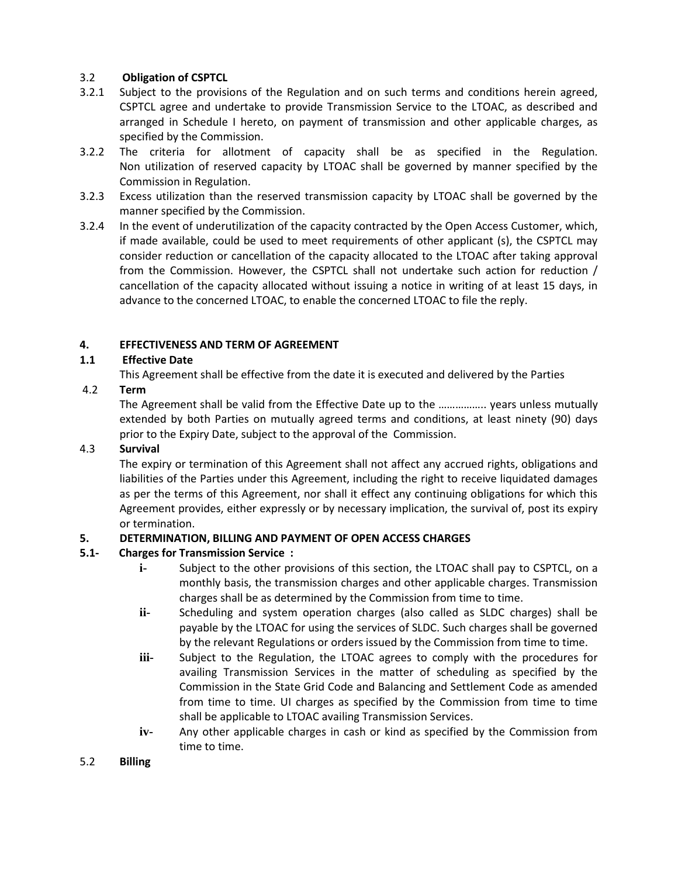3.2 **Obligation of CSPTCL**

3.2.1 Subject to the provisions of the Regulation and on such terms and conditions herein agreed, CSPTCL agree and undertake to provide Transmission Service to the LTOAC, as described and arranged in Schedule I hereto, on payment of transmission and other applicable charges, as specified by the Commission.

3.2.2 The criteria for allotment of capacity shall be as specified in the Regulation. Non utilization of reserved capacity by LTOAC shall be governed by manner specified by the Commission in Regulation.

3.2.3 Excess utilization than the reserved transmission capacity by LTOAC shall be governed by the manner specified by the Commission.

3.2.4 In the event of underutilization of the capacity contracted by the Open Access Customer, which, if made available, could be used to meet requirements of other applicant (s), the CSPTCL may consider reduction or cancellation of the capacity allocated to the LTOAC after taking approval from the Commission. However, the CSPTCL shall not undertake such action for reduction / cancellation of the capacity allocated without issuing a notice in writing of at least 15 days, in advance to the concerned LTOAC, to enable the concerned LTOAC to file the reply.

**4. EFFECTIVENESS AND TERM OF AGREEMENT**

**1.1 Effective Date**

This Agreement shall be effective from the date it is executed and delivered by the Parties

4.2 **Term**

The Agreement shall be valid from the Effective Date up to the …………….. years unless mutually extended by both Parties on mutually agreed terms and conditions, at least ninety (90) days prior to the Expiry Date, subject to the approval of the Commission.

4.3 **Survival**

The expiry or termination of this Agreement shall not affect any accrued rights, obligations and liabilities of the Parties under this Agreement, including the right to receive liquidated damages as per the terms of this Agreement, nor shall it effect any continuing obligations for which this Agreement provides, either expressly or by necessary implication, the survival of, post its expiry or termination.

**5. DETERMINATION, BILLING AND PAYMENT OF OPEN ACCESS CHARGES**

**5.1- Charges for Transmission Service :**

- **i-** Subject to the other provisions of this section, the LTOAC shall pay to CSPTCL, on a monthly basis, the transmission charges and other applicable charges. Transmission charges shall be as determined by the Commission from time to time.
- **ii-** Scheduling and system operation charges (also called as SLDC charges) shall be payable by the LTOAC for using the services of SLDC. Such charges shall be governed by the relevant Regulations or orders issued by the Commission from time to time.
- **iii-** Subject to the Regulation, the LTOAC agrees to comply with the procedures for availing Transmission Services in the matter of scheduling as specified by the Commission in the State Grid Code and Balancing and Settlement Code as amended from time to time. UI charges as specified by the Commission from time to time shall be applicable to LTOAC availing Transmission Services.
- **iv-** Any other applicable charges in cash or kind as specified by the Commission from time to time.

5.2 **Billing**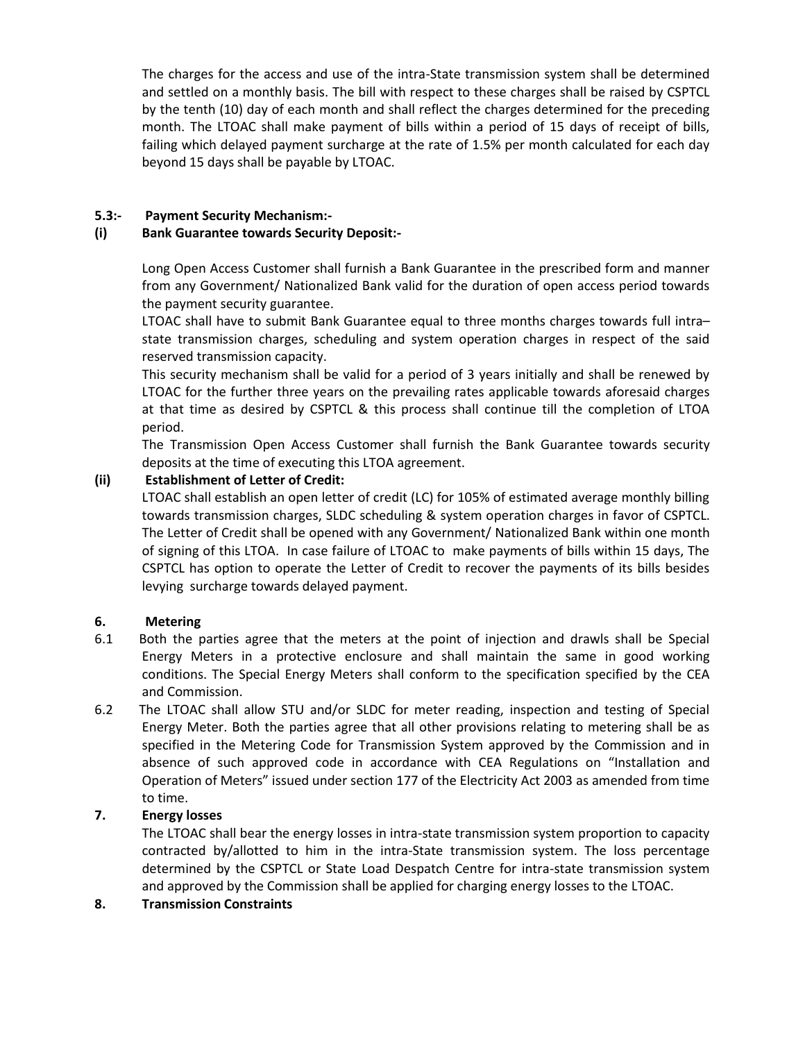The charges for the access and use of the intra-State transmission system shall be determined and settled on a monthly basis. The bill with respect to these charges shall be raised by CSPTCL by the tenth (10) day of each month and shall reflect the charges determined for the preceding month. The LTOAC shall make payment of bills within a period of 15 days of receipt of bills, failing which delayed payment surcharge at the rate of 1.5% per month calculated for each day beyond 15 days shall be payable by LTOAC.

**5.3:- Payment Security Mechanism:-**

**(i) Bank Guarantee towards Security Deposit:-**

Long Open Access Customer shall furnish a Bank Guarantee in the prescribed form and manner from any Government/ Nationalized Bank valid for the duration of open access period towards the payment security guarantee.

LTOAC shall have to submit Bank Guarantee equal to three months charges towards full intra–state transmission charges, scheduling and system operation charges in respect of the said reserved transmission capacity.

This security mechanism shall be valid for a period of 3 years initially and shall be renewed by LTOAC for the further three years on the prevailing rates applicable towards aforesaid charges at that time as desired by CSPTCL & this process shall continue till the completion of LTOA period.

The Transmission Open Access Customer shall furnish the Bank Guarantee towards security deposits at the time of executing this LTOA agreement.

**(ii) Establishment of Letter of Credit:**

LTOAC shall establish an open letter of credit (LC) for 105% of estimated average monthly billing towards transmission charges, SLDC scheduling & system operation charges in favor of CSPTCL. The Letter of Credit shall be opened with any Government/ Nationalized Bank within one month of signing of this LTOA. In case failure of LTOAC to make payments of bills within 15 days, The CSPTCL has option to operate the Letter of Credit to recover the payments of its bills besides levying surcharge towards delayed payment.

**6. Metering**

6.1 Both the parties agree that the meters at the point of injection and drawls shall be Special Energy Meters in a protective enclosure and shall maintain the same in good working conditions. The Special Energy Meters shall conform to the specification specified by the CEA and Commission.

6.2 The LTOAC shall allow STU and/or SLDC for meter reading, inspection and testing of Special Energy Meter. Both the parties agree that all other provisions relating to metering shall be as specified in the Metering Code for Transmission System approved by the Commission and in absence of such approved code in accordance with CEA Regulations on "Installation and Operation of Meters" issued under section 177 of the Electricity Act 2003 as amended from time to time.

**7. Energy losses**

The LTOAC shall bear the energy losses in intra-state transmission system proportion to capacity contracted by/allotted to him in the intra-State transmission system. The loss percentage determined by the CSPTCL or State Load Despatch Centre for intra-state transmission system and approved by the Commission shall be applied for charging energy losses to the LTOAC.

**8. Transmission Constraints**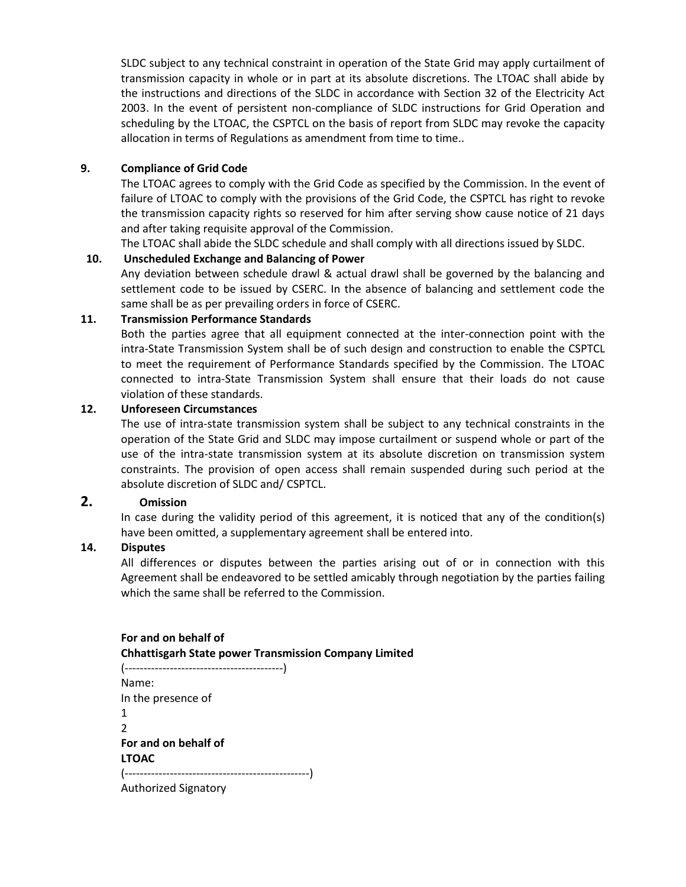SLDC subject to any technical constraint in operation of the State Grid may apply curtailment of transmission capacity in whole or in part at its absolute discretions. The LTOAC shall abide by the instructions and directions of the SLDC in accordance with Section 32 of the Electricity Act 2003. In the event of persistent non-compliance of SLDC instructions for Grid Operation and scheduling by the LTOAC, the CSPTCL on the basis of report from SLDC may revoke the capacity allocation in terms of Regulations as amendment from time to time..

**9. Compliance of Grid Code**

The LTOAC agrees to comply with the Grid Code as specified by the Commission. In the event of failure of LTOAC to comply with the provisions of the Grid Code, the CSPTCL has right to revoke the transmission capacity rights so reserved for him after serving show cause notice of 21 days and after taking requisite approval of the Commission.

The LTOAC shall abide the SLDC schedule and shall comply with all directions issued by SLDC.

**10. Unscheduled Exchange and Balancing of Power**

Any deviation between schedule drawl & actual drawl shall be governed by the balancing and settlement code to be issued by CSERC. In the absence of balancing and settlement code the same shall be as per prevailing orders in force of CSERC.

**11. Transmission Performance Standards**

Both the parties agree that all equipment connected at the inter-connection point with the intra-State Transmission System shall be of such design and construction to enable the CSPTCL to meet the requirement of Performance Standards specified by the Commission. The LTOAC connected to intra-State Transmission System shall ensure that their loads do not cause violation of these standards.

**12. Unforeseen Circumstances**

The use of intra-state transmission system shall be subject to any technical constraints in the operation of the State Grid and SLDC may impose curtailment or suspend whole or part of the use of the intra-state transmission system at its absolute discretion on transmission system constraints. The provision of open access shall remain suspended during such period at the absolute discretion of SLDC and/ CSPTCL.

**2. Omission**

In case during the validity period of this agreement, it is noticed that any of the condition(s) have been omitted, a supplementary agreement shall be entered into.

**14. Disputes**

All differences or disputes between the parties arising out of or in connection with this Agreement shall be endeavored to be settled amicably through negotiation by the parties failing which the same shall be referred to the Commission.

**For and on behalf of**
**Chhattisgarh State power Transmission Company Limited**
(------------------------------------------)
Name:
In the presence of
1
2
**For and on behalf of**
**LTOAC**
(-------------------------------------------------)
Authorized Signatory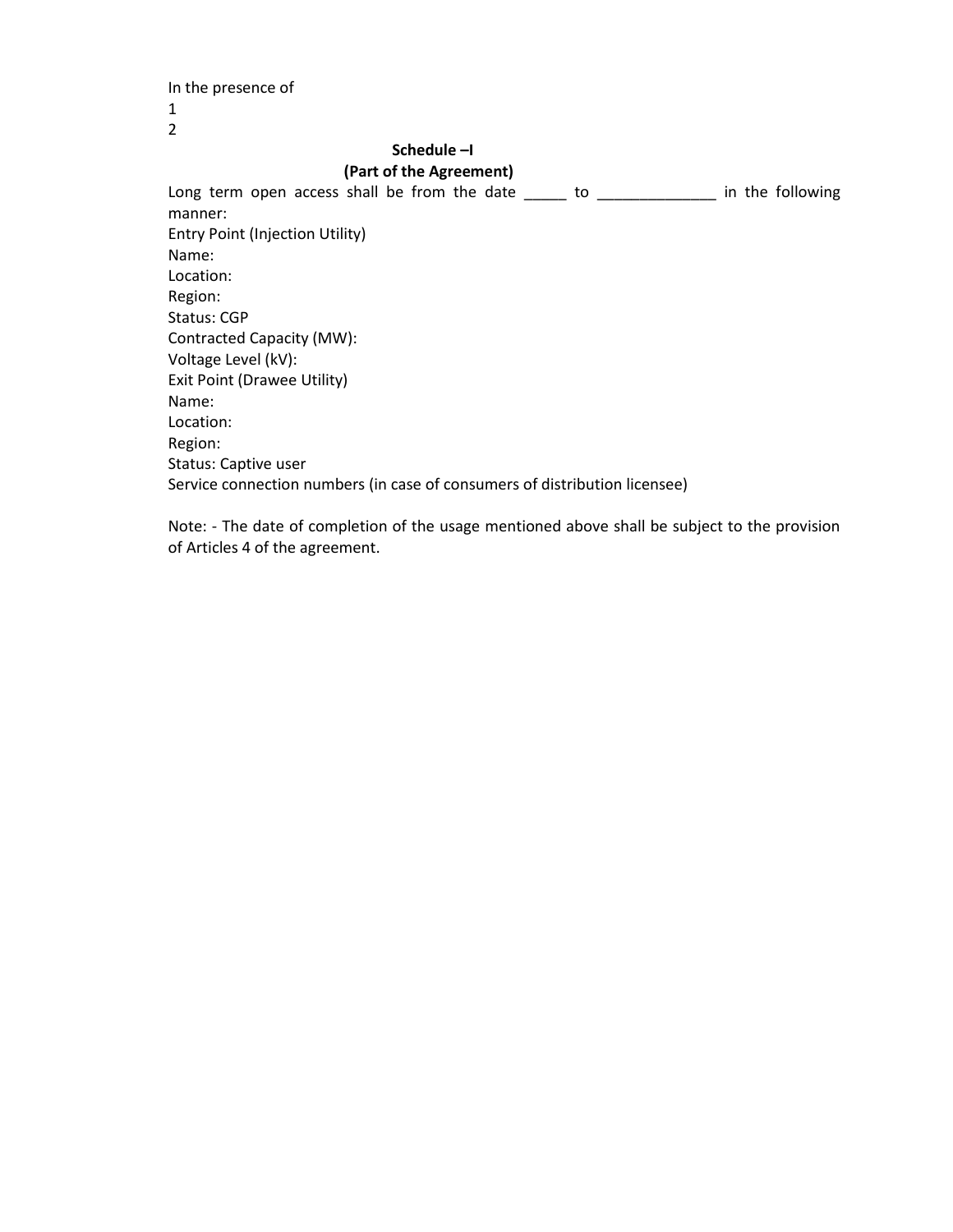In the presence of

1

2

**Schedule –I**

**(Part of the Agreement)**

Long term open access shall be from the date _____ to ______________ in the following manner:

Entry Point (Injection Utility)

Name:

Location:

Region:

Status: CGP

Contracted Capacity (MW):

Voltage Level (kV):

Exit Point (Drawee Utility)

Name:

Location:

Region:

Status: Captive user

Service connection numbers (in case of consumers of distribution licensee)

Note: - The date of completion of the usage mentioned above shall be subject to the provision of Articles 4 of the agreement.